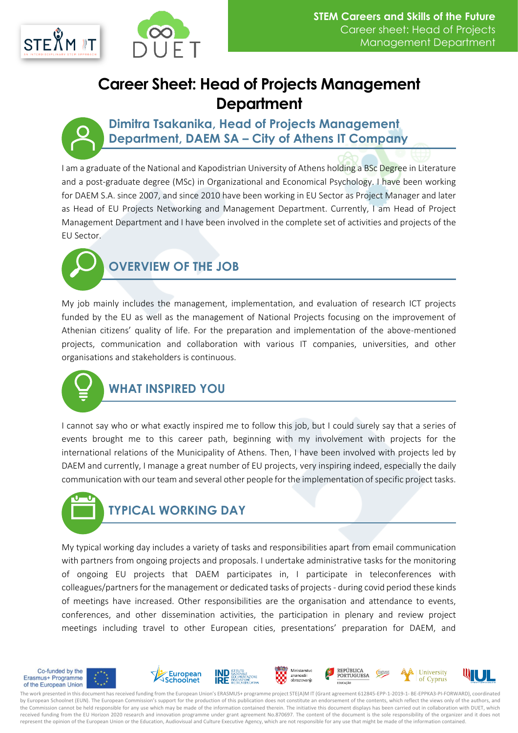# Career Sheet: Head of Projects Management Department

## Dimitra Tsakanika, Head of Projects Management Department, DAEM SA – City of Athens IT Company

I am a graduate of the National and Kapodistrian University of Athens holding a BSc Degree in Literature and a post-graduate degree (MSc) in Organizational and Economical Psychology. I have been working for DAEM S.A. since 2007, and since 2010 have been working in EU Sector as Project Manager and later as Head of EU Projects Networking and Management Department. Currently, I am Head of Project Management Department and I have been involved in the complete set of activities and projects of the EU Sector.

## OVERVIEW OF THE JOB

My job mainly includes the management, implementation, and evaluation of research ICT projects funded by the EU as well as the management of National Projects focusing on the improvement of Athenian citizens' quality of life. For the preparation and implementation of the above-mentioned projects, communication and collaboration with various IT companies, universities, and other organisations and stakeholders is continuous.

## WHAT INSPIRED YOU

I cannot say who or what exactly inspired me to follow this job, but I could surely say that a series of events brought me to this career path, beginning with my involvement with projects for the international relations of the Municipality of Athens. Then, I have been involved with projects led by DAEM and currently, I manage a great number of EU projects, very inspiring indeed, especially the daily communication with our team and several other people for the implementation of specific project tasks.

## TYPICAL WORKING DAY

My typical working day includes a variety of tasks and responsibilities apart from email communication with partners from ongoing projects and proposals. I undertake administrative tasks for the monitoring of ongoing EU projects that DAEM participates in, I participate in teleconferences with colleagues/partners for the management or dedicated tasks of projects - during covid period these kinds of meetings have increased. Other responsibilities are the organisation and attendance to events, conferences, and other dissemination activities, the participation in plenary and review project meetings including travel to other European cities, presentations' preparation for DAEM, and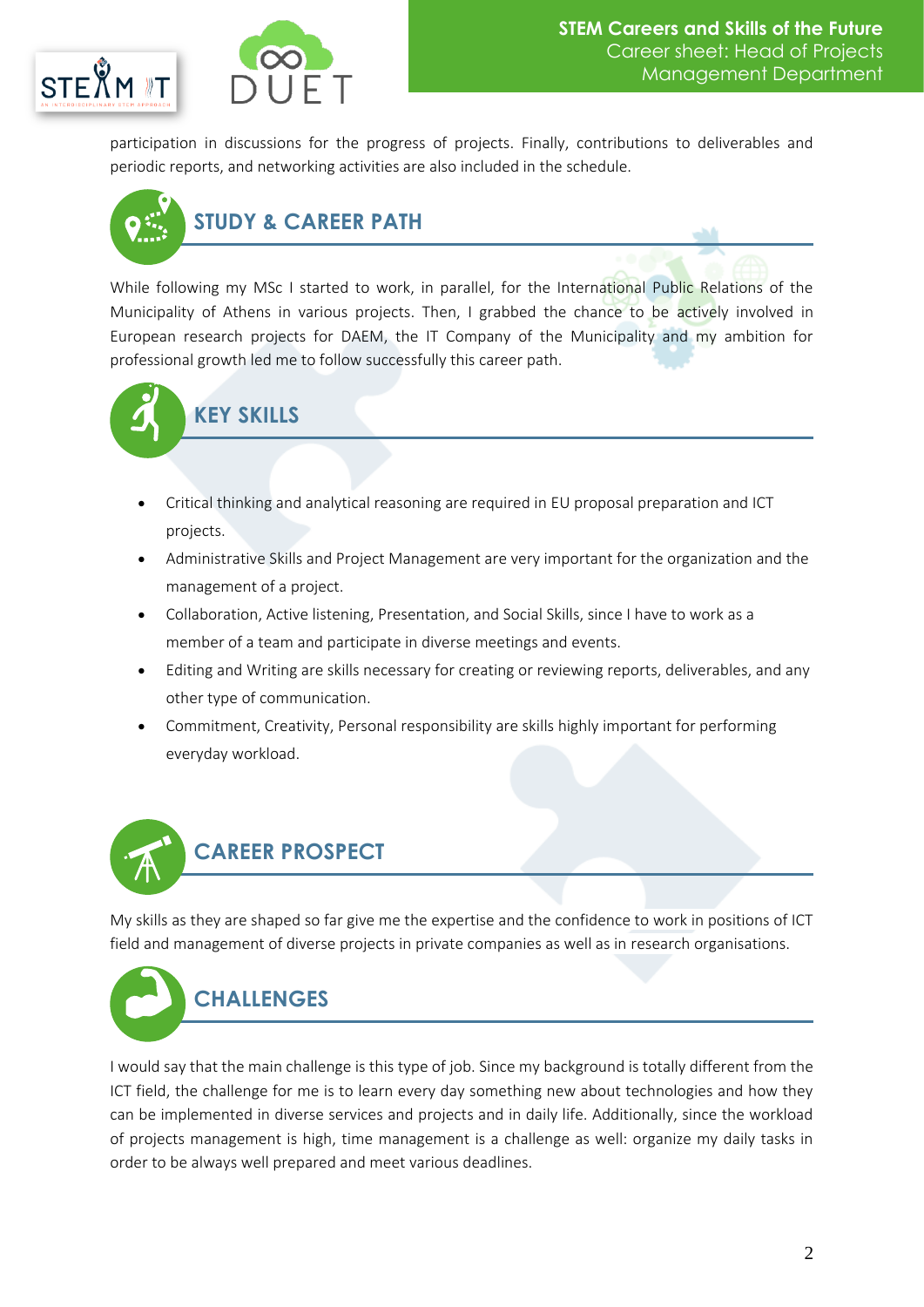participation in discussions for the progress of projects. Finally, contributions to deliverables and periodic reports, and networking activities are also included in the schedule.

## STUDY & CAREER PATH

While following my MSc I started to work, in parallel, for the International Public Relations of the Municipality of Athens in various projects. Then, I grabbed the chance to be actively involved in European research projects for DAEM, the IT Company of the Municipality and my ambition for professional growth led me to follow successfully this career path.

## KEY SKILLS

- Critical thinking and analytical reasoning are required in EU proposal preparation and ICT projects.
- Administrative Skills and Project Management are very important for the organization and the management of a project.
- Collaboration, Active listening, Presentation, and Social Skills, since I have to work as a member of a team and participate in diverse meetings and events.
- Editing and Writing are skills necessary for creating or reviewing reports, deliverables, and any other type of communication.
- Commitment, Creativity, Personal responsibility are skills highly important for performing everyday workload.

## CAREER PROSPECT

My skills as they are shaped so far give me the expertise and the confidence to work in positions of ICT field and management of diverse projects in private companies as well as in research organisations.

## CHALLENGES

I would say that the main challenge is this type of job. Since my background is totally different from the ICT field, the challenge for me is to learn every day something new about technologies and how they can be implemented in diverse services and projects and in daily life. Additionally, since the workload of projects management is high, time management is a challenge as well: organize my daily tasks in order to be always well prepared and meet various deadlines.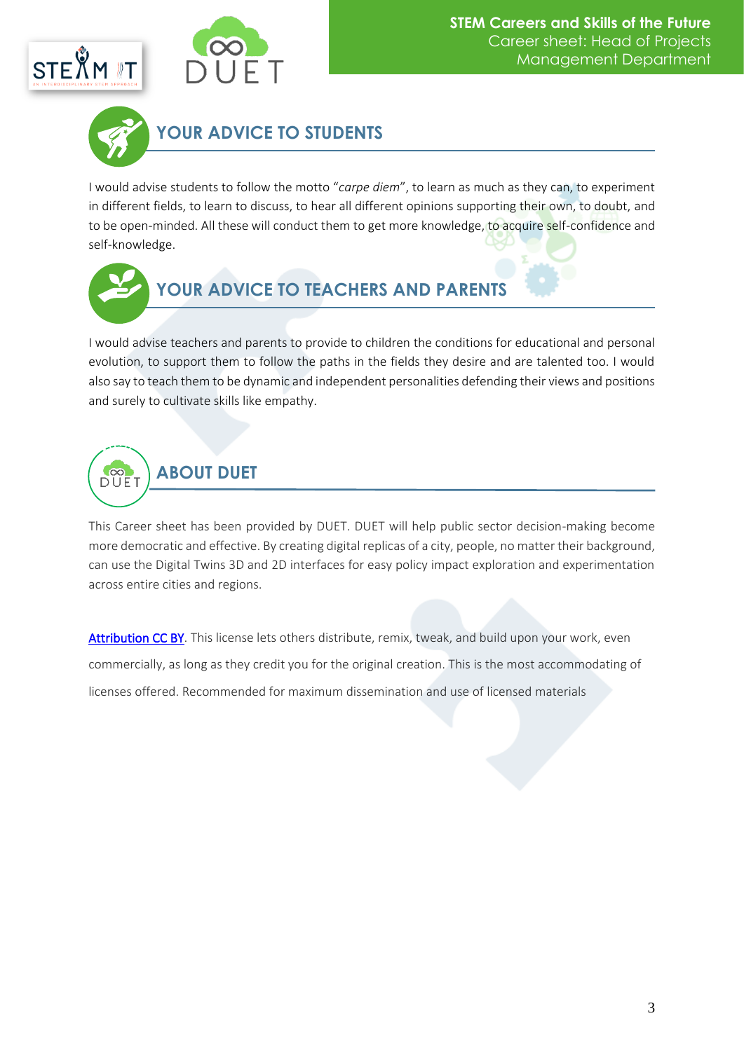## YOUR ADVICE TO STUDENTS

I would advise students to follow the motto "*carpe diem*", to learn as much as they can, to experiment in different fields, to learn to discuss, to hear all different opinions supporting their own, to doubt, and to be open-minded. All these will conduct them to get more knowledge, to acquire self-confidence and self-knowledge.

## YOUR ADVICE TO TEACHERS AND PARENTS

I would advise teachers and parents to provide to children the conditions for educational and personal evolution, to support them to follow the paths in the fields they desire and are talented too. I would also say to teach them to be dynamic and independent personalities defending their views and positions and surely to cultivate skills like empathy.

## ABOUT DUET

This Career sheet has been provided by DUET. DUET will help public sector decision-making become more democratic and effective. By creating digital replicas of a city, people, no matter their background, can use the Digital Twins 3D and 2D interfaces for easy policy impact exploration and experimentation across entire cities and regions.

Attribution CC BY. This license lets others distribute, remix, tweak, and build upon your work, even commercially, as long as they credit you for the original creation. This is the most accommodating of licenses offered. Recommended for maximum dissemination and use of licensed materials